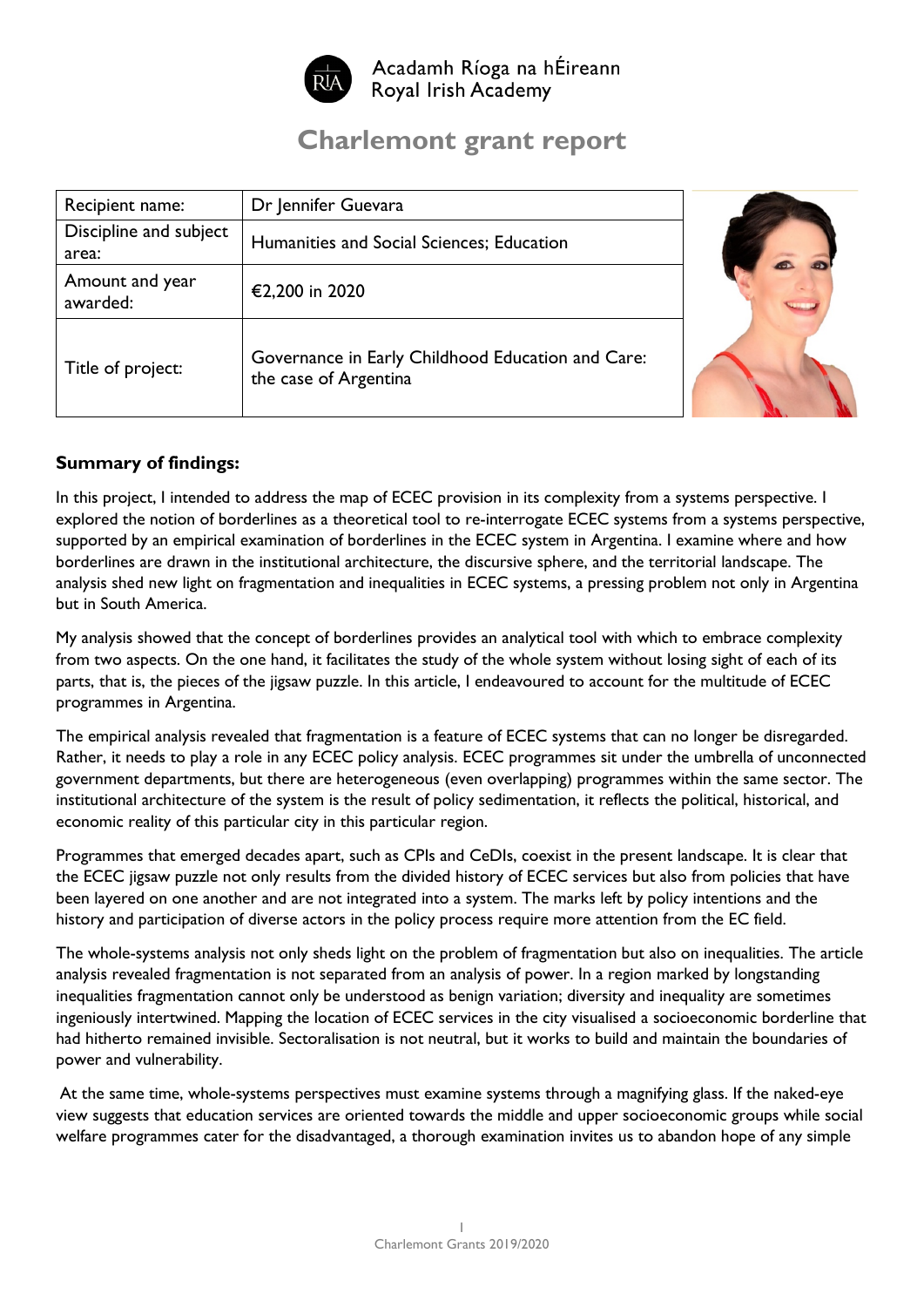Acadamh Ríoga na hÉireann
Royal Irish Academy

# Charlemont grant report

| Recipient name: | Dr Jennifer Guevara |
| --- | --- |
| Discipline and subject area: | Humanities and Social Sciences; Education |
| Amount and year awarded: | €2,200 in 2020 |
| Title of project: | Governance in Early Childhood Education and Care: the case of Argentina |

### Summary of findings:

In this project, I intended to address the map of ECEC provision in its complexity from a systems perspective. I explored the notion of borderlines as a theoretical tool to re-interrogate ECEC systems from a systems perspective, supported by an empirical examination of borderlines in the ECEC system in Argentina. I examine where and how borderlines are drawn in the institutional architecture, the discursive sphere, and the territorial landscape. The analysis shed new light on fragmentation and inequalities in ECEC systems, a pressing problem not only in Argentina but in South America.

My analysis showed that the concept of borderlines provides an analytical tool with which to embrace complexity from two aspects. On the one hand, it facilitates the study of the whole system without losing sight of each of its parts, that is, the pieces of the jigsaw puzzle. In this article, I endeavoured to account for the multitude of ECEC programmes in Argentina.

The empirical analysis revealed that fragmentation is a feature of ECEC systems that can no longer be disregarded. Rather, it needs to play a role in any ECEC policy analysis. ECEC programmes sit under the umbrella of unconnected government departments, but there are heterogeneous (even overlapping) programmes within the same sector. The institutional architecture of the system is the result of policy sedimentation, it reflects the political, historical, and economic reality of this particular city in this particular region.

Programmes that emerged decades apart, such as CPIs and CeDIs, coexist in the present landscape. It is clear that the ECEC jigsaw puzzle not only results from the divided history of ECEC services but also from policies that have been layered on one another and are not integrated into a system. The marks left by policy intentions and the history and participation of diverse actors in the policy process require more attention from the EC field.

The whole-systems analysis not only sheds light on the problem of fragmentation but also on inequalities. The article analysis revealed fragmentation is not separated from an analysis of power. In a region marked by longstanding inequalities fragmentation cannot only be understood as benign variation; diversity and inequality are sometimes ingeniously intertwined. Mapping the location of ECEC services in the city visualised a socioeconomic borderline that had hitherto remained invisible. Sectoralisation is not neutral, but it works to build and maintain the boundaries of power and vulnerability.

At the same time, whole-systems perspectives must examine systems through a magnifying glass. If the naked-eye view suggests that education services are oriented towards the middle and upper socioeconomic groups while social welfare programmes cater for the disadvantaged, a thorough examination invites us to abandon hope of any simple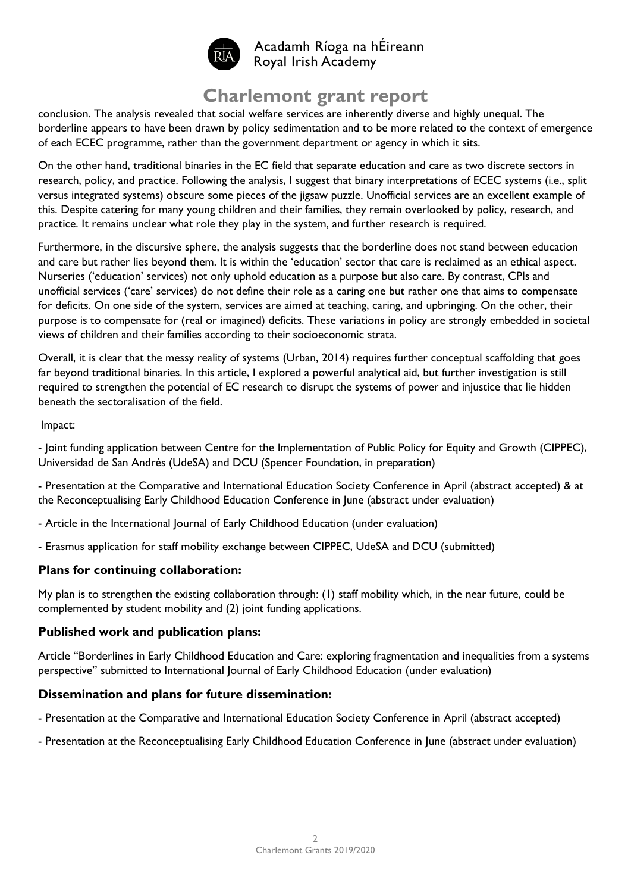conclusion. The analysis revealed that social welfare services are inherently diverse and highly unequal. The borderline appears to have been drawn by policy sedimentation and to be more related to the context of emergence of each ECEC programme, rather than the government department or agency in which it sits.

On the other hand, traditional binaries in the EC field that separate education and care as two discrete sectors in research, policy, and practice. Following the analysis, I suggest that binary interpretations of ECEC systems (i.e., split versus integrated systems) obscure some pieces of the jigsaw puzzle. Unofficial services are an excellent example of this. Despite catering for many young children and their families, they remain overlooked by policy, research, and practice. It remains unclear what role they play in the system, and further research is required.

Furthermore, in the discursive sphere, the analysis suggests that the borderline does not stand between education and care but rather lies beyond them. It is within the 'education' sector that care is reclaimed as an ethical aspect. Nurseries ('education' services) not only uphold education as a purpose but also care. By contrast, CPIs and unofficial services ('care' services) do not define their role as a caring one but rather one that aims to compensate for deficits. On one side of the system, services are aimed at teaching, caring, and upbringing. On the other, their purpose is to compensate for (real or imagined) deficits. These variations in policy are strongly embedded in societal views of children and their families according to their socioeconomic strata.

Overall, it is clear that the messy reality of systems (Urban, 2014) requires further conceptual scaffolding that goes far beyond traditional binaries. In this article, I explored a powerful analytical aid, but further investigation is still required to strengthen the potential of EC research to disrupt the systems of power and injustice that lie hidden beneath the sectoralisation of the field.

Impact:

- Joint funding application between Centre for the Implementation of Public Policy for Equity and Growth (CIPPEC), Universidad de San Andrés (UdeSA) and DCU (Spencer Foundation, in preparation)

- Presentation at the Comparative and International Education Society Conference in April (abstract accepted) & at the Reconceptualising Early Childhood Education Conference in June (abstract under evaluation)

- Article in the International Journal of Early Childhood Education (under evaluation)

- Erasmus application for staff mobility exchange between CIPPEC, UdeSA and DCU (submitted)

### Plans for continuing collaboration:

My plan is to strengthen the existing collaboration through: (1) staff mobility which, in the near future, could be complemented by student mobility and (2) joint funding applications.

### Published work and publication plans:

Article "Borderlines in Early Childhood Education and Care: exploring fragmentation and inequalities from a systems perspective" submitted to International Journal of Early Childhood Education (under evaluation)

### Dissemination and plans for future dissemination:

- Presentation at the Comparative and International Education Society Conference in April (abstract accepted)

- Presentation at the Reconceptualising Early Childhood Education Conference in June (abstract under evaluation)